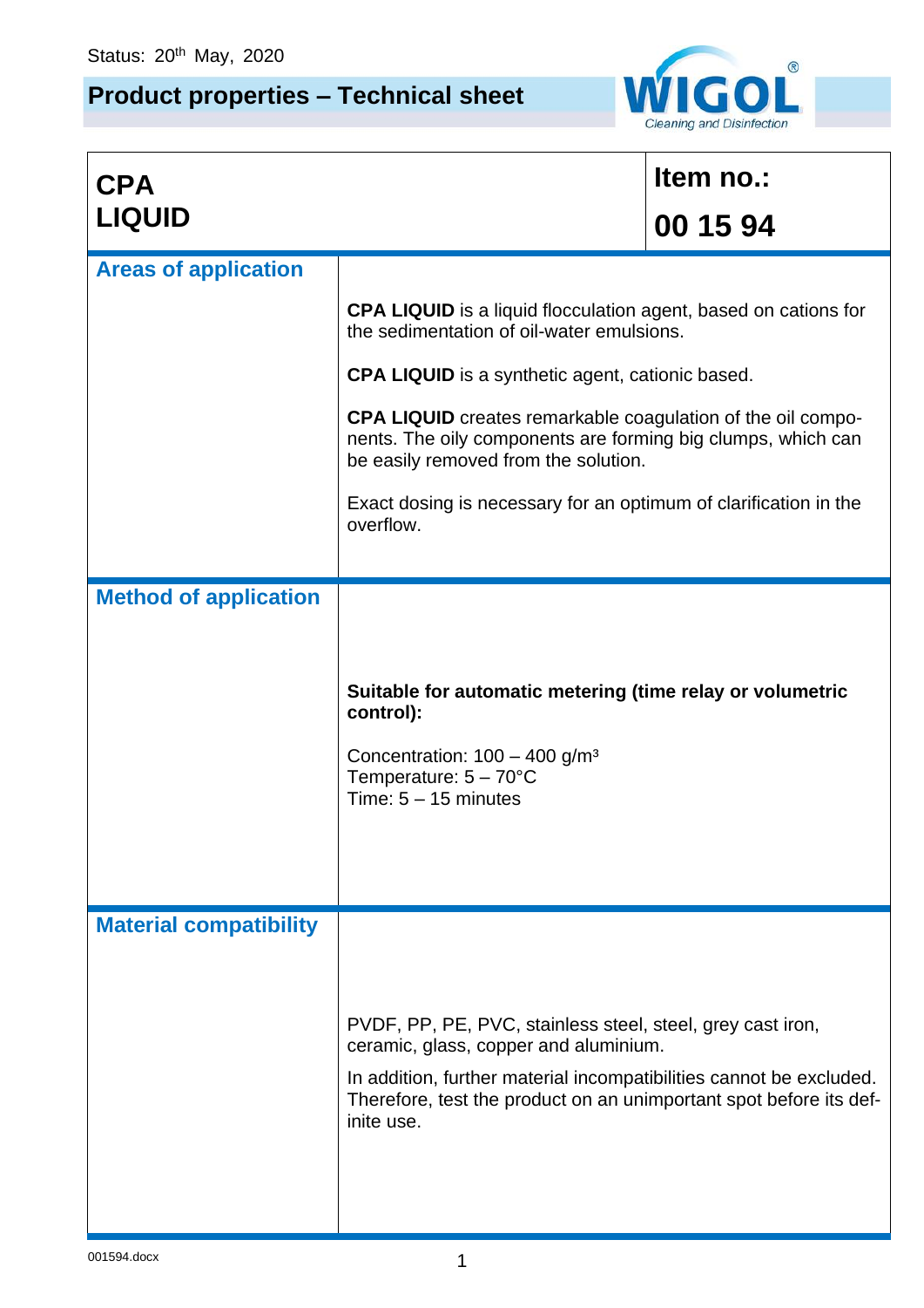Status: 20th May, 2020

# Product properties – Technical sheet

| **CPA LIQUID** | **Item no.:** **00 15 94** |
|---|---|
| **Areas of application** | **CPA LIQUID** is a liquid flocculation agent, based on cations for the sedimentation of oil-water emulsions.<br><br>**CPA LIQUID** is a synthetic agent, cationic based.<br><br>**CPA LIQUID** creates remarkable coagulation of the oil components. The oily components are forming big clumps, which can be easily removed from the solution.<br><br>Exact dosing is necessary for an optimum of clarification in the overflow. |
| **Method of application** | **Suitable for automatic metering (time relay or volumetric control):**<br><br>Concentration: 100 – 400 g/m³<br>Temperature: 5 – 70°C<br>Time: 5 – 15 minutes |
| **Material compatibility** | PVDF, PP, PE, PVC, stainless steel, steel, grey cast iron, ceramic, glass, copper and aluminium.<br><br>In addition, further material incompatibilities cannot be excluded. Therefore, test the product on an unimportant spot before its definite use. |

001594.docx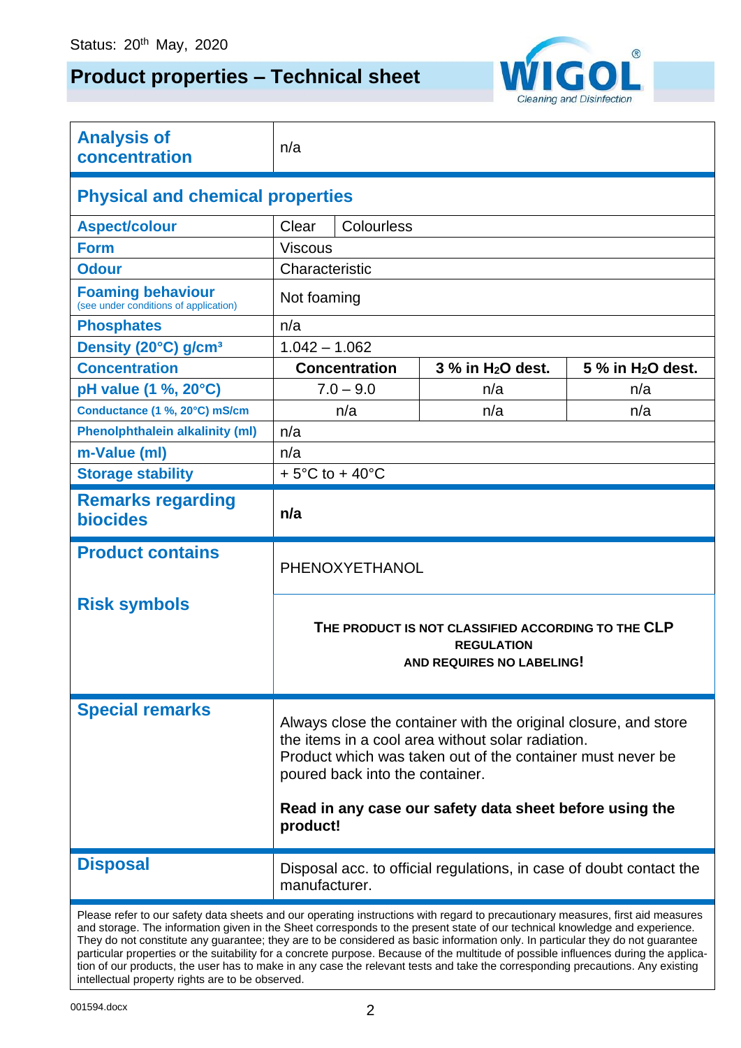Status: 20th May, 2020

# Product properties – Technical sheet

WIGOL® Cleaning and Disinfection

| | | | | |
|---|---|---|---|---|
| **Analysis of concentration** | n/a | | | |
| **Physical and chemical properties** | | | | |
| **Aspect/colour** | Clear | Colourless | | |
| **Form** | Viscous | | | |
| **Odour** | Characteristic | | | |
| **Foaming behaviour** (see under conditions of application) | Not foaming | | | |
| **Phosphates** | n/a | | | |
| **Density (20°C) g/cm³** | 1.042 – 1.062 | | | |
| **Concentration** | **Concentration** | | **3 % in $H_2O$ dest.** | **5 % in $H_2O$ dest.** |
| **pH value (1 %, 20°C)** | 7.0 – 9.0 | | n/a | n/a |
| **Conductance (1 %, 20°C) mS/cm** | n/a | | n/a | n/a |
| **Phenolphthalein alkalinity (ml)** | n/a | | | |
| **m-Value (ml)** | n/a | | | |
| **Storage stability** | + 5°C to + 40°C | | | |
| **Remarks regarding biocides** | **n/a** | | | |
| **Product contains** | PHENOXYETHANOL | | | |
| **Risk symbols** | **THE PRODUCT IS NOT CLASSIFIED ACCORDING TO THE CLP REGULATION AND REQUIRES NO LABELING!** | | | |
| **Special remarks** | Always close the container with the original closure, and store the items in a cool area without solar radiation. Product which was taken out of the container must never be poured back into the container. **Read in any case our safety data sheet before using the product!** | | | |
| **Disposal** | Disposal acc. to official regulations, in case of doubt contact the manufacturer. | | | |

Please refer to our safety data sheets and our operating instructions with regard to precautionary measures, first aid measures and storage. The information given in the Sheet corresponds to the present state of our technical knowledge and experience. They do not constitute any guarantee; they are to be considered as basic information only. In particular they do not guarantee particular properties or the suitability for a concrete purpose. Because of the multitude of possible influences during the application of our products, the user has to make in any case the relevant tests and take the corresponding precautions. Any existing intellectual property rights are to be observed.

001594.docx